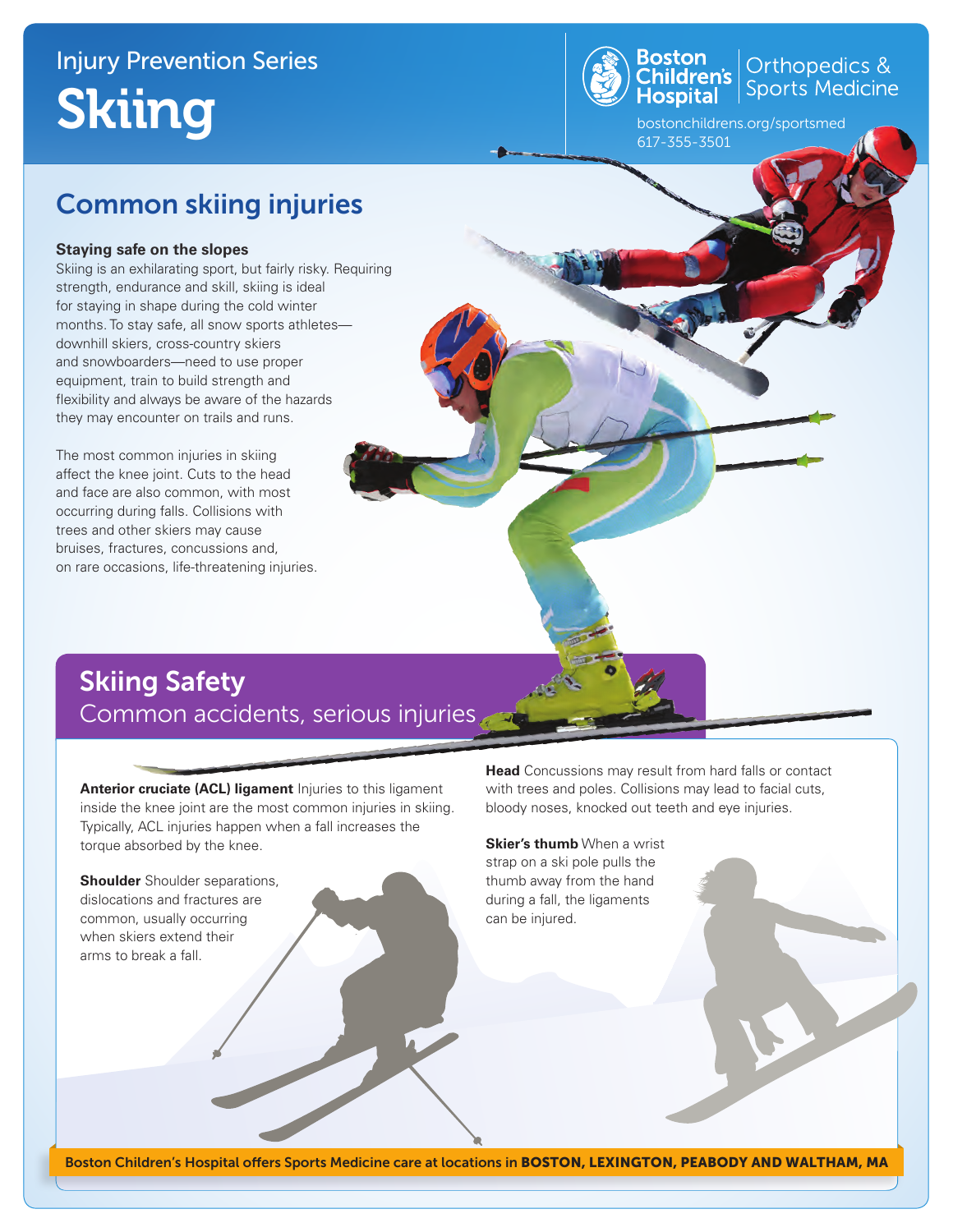Injury Prevention Series

# Skiing

Boston Children's Hospital | Orthopedics & Sports Medicine

bostonchildrens.org/sportsmed
617-355-3501

## Common skiing injuries

**Staying safe on the slopes**

Skiing is an exhilarating sport, but fairly risky. Requiring strength, endurance and skill, skiing is ideal for staying in shape during the cold winter months. To stay safe, all snow sports athletes—downhill skiers, cross-country skiers and snowboarders—need to use proper equipment, train to build strength and flexibility and always be aware of the hazards they may encounter on trails and runs.

The most common injuries in skiing affect the knee joint. Cuts to the head and face are also common, with most occurring during falls. Collisions with trees and other skiers may cause bruises, fractures, concussions and, on rare occasions, life-threatening injuries.

## Skiing Safety

Common accidents, serious injuries

**Anterior cruciate (ACL) ligament** Injuries to this ligament inside the knee joint are the most common injuries in skiing. Typically, ACL injuries happen when a fall increases the torque absorbed by the knee.

**Shoulder** Shoulder separations, dislocations and fractures are common, usually occurring when skiers extend their arms to break a fall.

**Head** Concussions may result from hard falls or contact with trees and poles. Collisions may lead to facial cuts, bloody noses, knocked out teeth and eye injuries.

**Skier's thumb** When a wrist strap on a ski pole pulls the thumb away from the hand during a fall, the ligaments can be injured.

**Boston Children's Hospital offers Sports Medicine care at locations in BOSTON, LEXINGTON, PEABODY AND WALTHAM, MA**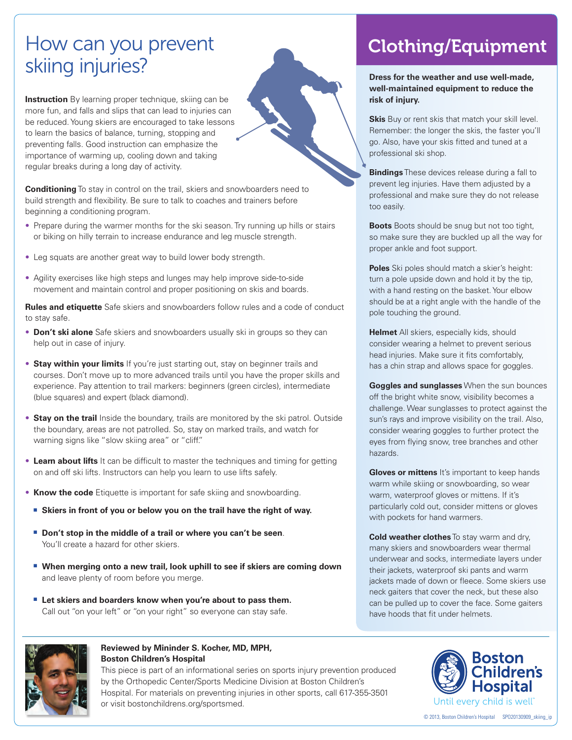# How can you prevent skiing injuries?

**Instruction** By learning proper technique, skiing can be more fun, and falls and slips that can lead to injuries can be reduced. Young skiers are encouraged to take lessons to learn the basics of balance, turning, stopping and preventing falls. Good instruction can emphasize the importance of warming up, cooling down and taking regular breaks during a long day of activity.

**Conditioning** To stay in control on the trail, skiers and snowboarders need to build strength and flexibility. Be sure to talk to coaches and trainers before beginning a conditioning program.

- Prepare during the warmer months for the ski season. Try running up hills or stairs or biking on hilly terrain to increase endurance and leg muscle strength.
- Leg squats are another great way to build lower body strength.
- Agility exercises like high steps and lunges may help improve side-to-side movement and maintain control and proper positioning on skis and boards.

**Rules and etiquette** Safe skiers and snowboarders follow rules and a code of conduct to stay safe.

- **Don't ski alone** Safe skiers and snowboarders usually ski in groups so they can help out in case of injury.
- **Stay within your limits** If you're just starting out, stay on beginner trails and courses. Don't move up to more advanced trails until you have the proper skills and experience. Pay attention to trail markers: beginners (green circles), intermediate (blue squares) and expert (black diamond).
- **Stay on the trail** Inside the boundary, trails are monitored by the ski patrol. Outside the boundary, areas are not patrolled. So, stay on marked trails, and watch for warning signs like "slow skiing area" or "cliff."
- **Learn about lifts** It can be difficult to master the techniques and timing for getting on and off ski lifts. Instructors can help you learn to use lifts safely.
- **Know the code** Etiquette is important for safe skiing and snowboarding.
  - **Skiers in front of you or below you on the trail have the right of way.**
  - **Don't stop in the middle of a trail or where you can't be seen**. You'll create a hazard for other skiers.
  - **When merging onto a new trail, look uphill to see if skiers are coming down** and leave plenty of room before you merge.
  - **Let skiers and boarders know when you're about to pass them.** Call out "on your left" or "on your right" so everyone can stay safe.

## Clothing/Equipment

**Dress for the weather and use well-made, well-maintained equipment to reduce the risk of injury.**

**Skis** Buy or rent skis that match your skill level. Remember: the longer the skis, the faster you'll go. Also, have your skis fitted and tuned at a professional ski shop.

**Bindings** These devices release during a fall to prevent leg injuries. Have them adjusted by a professional and make sure they do not release too easily.

**Boots** Boots should be snug but not too tight, so make sure they are buckled up all the way for proper ankle and foot support.

**Poles** Ski poles should match a skier's height: turn a pole upside down and hold it by the tip, with a hand resting on the basket. Your elbow should be at a right angle with the handle of the pole touching the ground.

**Helmet** All skiers, especially kids, should consider wearing a helmet to prevent serious head injuries. Make sure it fits comfortably, has a chin strap and allows space for goggles.

**Goggles and sunglasses** When the sun bounces off the bright white snow, visibility becomes a challenge. Wear sunglasses to protect against the sun's rays and improve visibility on the trail. Also, consider wearing goggles to further protect the eyes from flying snow, tree branches and other hazards.

**Gloves or mittens** It's important to keep hands warm while skiing or snowboarding, so wear warm, waterproof gloves or mittens. If it's particularly cold out, consider mittens or gloves with pockets for hand warmers.

**Cold weather clothes** To stay warm and dry, many skiers and snowboarders wear thermal underwear and socks, intermediate layers under their jackets, waterproof ski pants and warm jackets made of down or fleece. Some skiers use neck gaiters that cover the neck, but these also can be pulled up to cover the face. Some gaiters have hoods that fit under helmets.

**Reviewed by Mininder S. Kocher, MD, MPH, Boston Children's Hospital**

This piece is part of an informational series on sports injury prevention produced by the Orthopedic Center/Sports Medicine Division at Boston Children's Hospital. For materials on preventing injuries in other sports, call 617-355-3501 or visit bostonchildrens.org/sportsmed.

Boston Children's Hospital
Until every child is well

© 2013, Boston Children's Hospital SPO20130909_skiing_ip